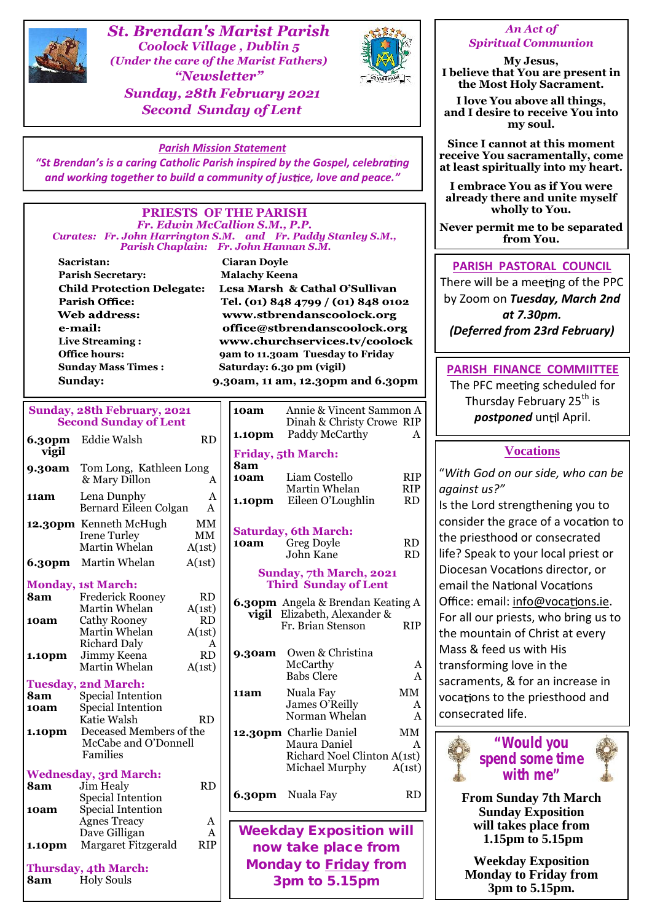# St. Brendan's Marist Parish

***Coolock Village , Dublin 5***

***(Under the care of the Marist Fathers)***

***"Newsletter"***

***Sunday, 28th February 2021***

***Second Sunday of Lent***

***Parish Mission Statement***

***"St Brendan's is a caring Catholic Parish inspired by the Gospel, celebrating and working together to build a community of justice, love and peace."***

## PRIESTS OF THE PARISH

***Fr. Edwin McCallion S.M., P.P.***

***Curates: Fr. John Harrington S.M. and Fr. Paddy Stanley S.M.,***

***Parish Chaplain: Fr. John Hannan S.M.***

| | |
|---|---|
| **Sacristan:** | **Ciaran Doyle** |
| **Parish Secretary:** | **Malachy Keena** |
| **Child Protection Delegate:** | **Lesa Marsh & Cathal O'Sullivan** |
| **Parish Office:** | **Tel. (01) 848 4799 / (01) 848 0102** |
| **Web address:** | **www.stbrendanscoolock.org** |
| **e-mail:** | **office@stbrendanscoolock.org** |
| **Live Streaming :** | **www.churchservices.tv/coolock** |
| **Office hours:** | **9am to 11.30am Tuesday to Friday** |
| **Sunday Mass Times :** | **Saturday: 6.30 pm (vigil)** |
| **Sunday:** | **9.30am, 11 am, 12.30pm and 6.30pm** |

## Sunday, 28th February, 2021
## Second Sunday of Lent

| | | |
|---|---|---|
| **6.30pm vigil** | Eddie Walsh | RD |
| **9.30am** | Tom Long, Kathleen Long & Mary Dillon | A |
| **11am** | Lena Dunphy | A |
| | Bernard Eileen Colgan | A |
| **12.30pm** | Kenneth McHugh | MM |
| | Irene Turley | MM |
| | Martin Whelan | A(1st) |
| **6.30pm** | Martin Whelan | A(1st) |

**Monday, 1st March:**

| | | |
|---|---|---|
| **8am** | Frederick Rooney | RD |
| | Martin Whelan | A(1st) |
| **10am** | Cathy Rooney | RD |
| | Martin Whelan | A(1st) |
| | Richard Daly | A |
| **1.10pm** | Jimmy Keena | RD |
| | Martin Whelan | A(1st) |

**Tuesday, 2nd March:**

| | | |
|---|---|---|
| **8am** | Special Intention | |
| **10am** | Special Intention | |
| | Katie Walsh | RD |
| **1.10pm** | Deceased Members of the McCabe and O'Donnell Families | |

**Wednesday, 3rd March:**

| | | |
|---|---|---|
| **8am** | Jim Healy | RD |
| | Special Intention | |
| **10am** | Special Intention | |
| | Agnes Treacy | A |
| | Dave Gilligan | A |
| **1.10pm** | Margaret Fitzgerald | RIP |

**Thursday, 4th March:**

| | | |
|---|---|---|
| **8am** | Holy Souls | |
| **10am** | Annie & Vincent Sammon | A |
| | Dinah & Christy Crowe | RIP |
| **1.10pm** | Paddy McCarthy | A |

**Friday, 5th March:**

| | | |
|---|---|---|
| **8am** | | |
| **10am** | Liam Costello | RIP |
| | Martin Whelan | RIP |
| **1.10pm** | Eileen O'Loughlin | RD |

**Saturday, 6th March:**

| | | |
|---|---|---|
| **10am** | Greg Doyle | RD |
| | John Kane | RD |

## Sunday, 7th March, 2021
## Third Sunday of Lent

| | | |
|---|---|---|
| **6.30pm vigil** | Angela & Brendan Keating | A |
| | Elizabeth, Alexander & Fr. Brian Stenson | RIP |
| **9.30am** | Owen & Christina McCarthy | A |
| | Babs Clere | A |
| **11am** | Nuala Fay | MM |
| | James O'Reilly | A |
| | Norman Whelan | A |
| **12.30pm** | Charlie Daniel | MM |
| | Maura Daniel | A |
| | Richard Noel Clinton | A(1st) |
| | Michael Murphy | A(1st) |
| **6.30pm** | Nuala Fay | RD |

**Weekday Exposition will now take place from Monday to Friday from 3pm to 5.15pm**

## *An Act of Spiritual Communion*

**My Jesus,**
**I believe that You are present in the Most Holy Sacrament.**

**I love You above all things, and I desire to receive You into my soul.**

**Since I cannot at this moment receive You sacramentally, come at least spiritually into my heart.**

**I embrace You as if You were already there and unite myself wholly to You.**

**Never permit me to be separated from You.**

## PARISH PASTORAL COUNCIL

There will be a meeting of the PPC by Zoom on ***Tuesday, March 2nd at 7.30pm.***
***(Deferred from 23rd February)***

## PARISH FINANCE COMMIITTEE

The PFC meeting scheduled for Thursday February 25th is ***postponed*** until April.

## Vocations

"*With God on our side, who can be against us?"*
Is the Lord strengthening you to consider the grace of a vocation to the priesthood or consecrated life? Speak to your local priest or Diocesan Vocations director, or email the National Vocations Office: email: info@vocations.ie.
For all our priests, who bring us to the mountain of Christ at every Mass & feed us with His transforming love in the sacraments, & for an increase in vocations to the priesthood and consecrated life.

## "Would you spend some time with me"

**From Sunday 7th March Sunday Exposition will takes place from 1.15pm to 5.15pm**

**Weekday Exposition Monday to Friday from 3pm to 5.15pm.**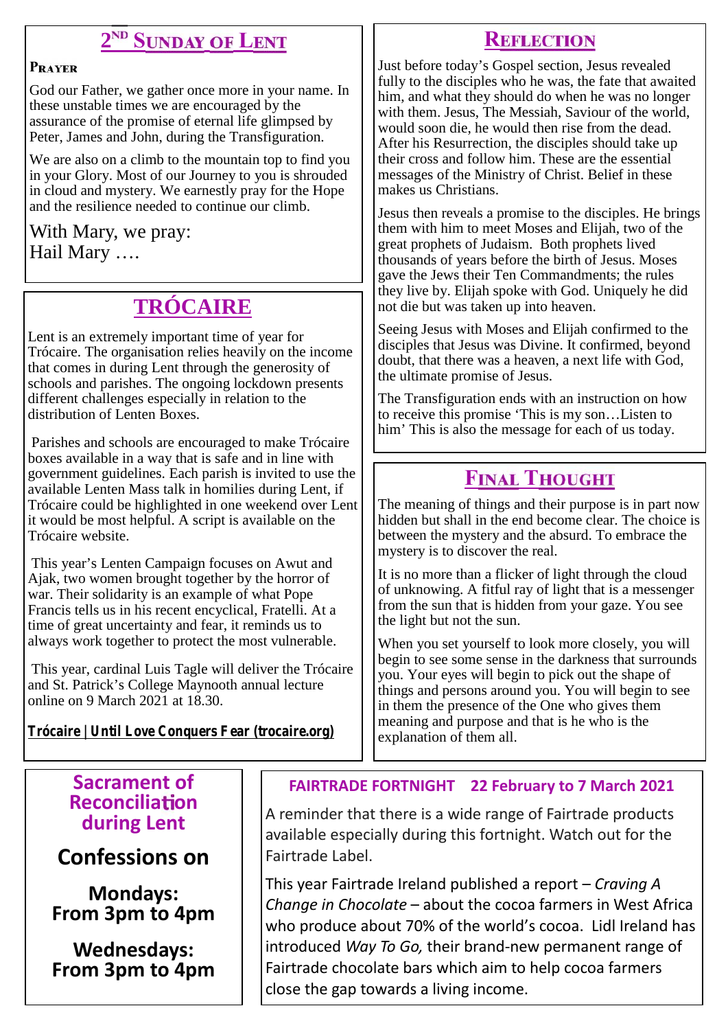## 2ND SUNDAY OF LENT

**PRAYER**

God our Father, we gather once more in your name. In these unstable times we are encouraged by the assurance of the promise of eternal life glimpsed by Peter, James and John, during the Transfiguration.

We are also on a climb to the mountain top to find you in your Glory. Most of our Journey to you is shrouded in cloud and mystery. We earnestly pray for the Hope and the resilience needed to continue our climb.

With Mary, we pray:
Hail Mary ….

## TRÓCAIRE

Lent is an extremely important time of year for Trócaire. The organisation relies heavily on the income that comes in during Lent through the generosity of schools and parishes. The ongoing lockdown presents different challenges especially in relation to the distribution of Lenten Boxes.

Parishes and schools are encouraged to make Trócaire boxes available in a way that is safe and in line with government guidelines. Each parish is invited to use the available Lenten Mass talk in homilies during Lent, if Trócaire could be highlighted in one weekend over Lent it would be most helpful. A script is available on the Trócaire website.

This year's Lenten Campaign focuses on Awut and Ajak, two women brought together by the horror of war. Their solidarity is an example of what Pope Francis tells us in his recent encyclical, Fratelli. At a time of great uncertainty and fear, it reminds us to always work together to protect the most vulnerable.

This year, cardinal Luis Tagle will deliver the Trócaire and St. Patrick's College Maynooth annual lecture online on 9 March 2021 at 18.30.

***Trócaire | Until Love Conquers Fear (trocaire.org)***

## REFLECTION

Just before today's Gospel section, Jesus revealed fully to the disciples who he was, the fate that awaited him, and what they should do when he was no longer with them. Jesus, The Messiah, Saviour of the world, would soon die, he would then rise from the dead. After his Resurrection, the disciples should take up their cross and follow him. These are the essential messages of the Ministry of Christ. Belief in these makes us Christians.

Jesus then reveals a promise to the disciples. He brings them with him to meet Moses and Elijah, two of the great prophets of Judaism. Both prophets lived thousands of years before the birth of Jesus. Moses gave the Jews their Ten Commandments; the rules they live by. Elijah spoke with God. Uniquely he did not die but was taken up into heaven.

Seeing Jesus with Moses and Elijah confirmed to the disciples that Jesus was Divine. It confirmed, beyond doubt, that there was a heaven, a next life with God, the ultimate promise of Jesus.

The Transfiguration ends with an instruction on how to receive this promise 'This is my son…Listen to him' This is also the message for each of us today.

## FINAL THOUGHT

The meaning of things and their purpose is in part now hidden but shall in the end become clear. The choice is between the mystery and the absurd. To embrace the mystery is to discover the real.

It is no more than a flicker of light through the cloud of unknowing. A fitful ray of light that is a messenger from the sun that is hidden from your gaze. You see the light but not the sun.

When you set yourself to look more closely, you will begin to see some sense in the darkness that surrounds you. Your eyes will begin to pick out the shape of things and persons around you. You will begin to see in them the presence of the One who gives them meaning and purpose and that is he who is the explanation of them all.

## Sacrament of Reconciliation during Lent

**Confessions on**

**Mondays:**
**From 3pm to 4pm**

**Wednesdays:**
**From 3pm to 4pm**

## FAIRTRADE FORTNIGHT 22 February to 7 March 2021

A reminder that there is a wide range of Fairtrade products available especially during this fortnight. Watch out for the Fairtrade Label.

This year Fairtrade Ireland published a report – *Craving A Change in Chocolate* – about the cocoa farmers in West Africa who produce about 70% of the world's cocoa. Lidl Ireland has introduced *Way To Go,* their brand-new permanent range of Fairtrade chocolate bars which aim to help cocoa farmers close the gap towards a living income.